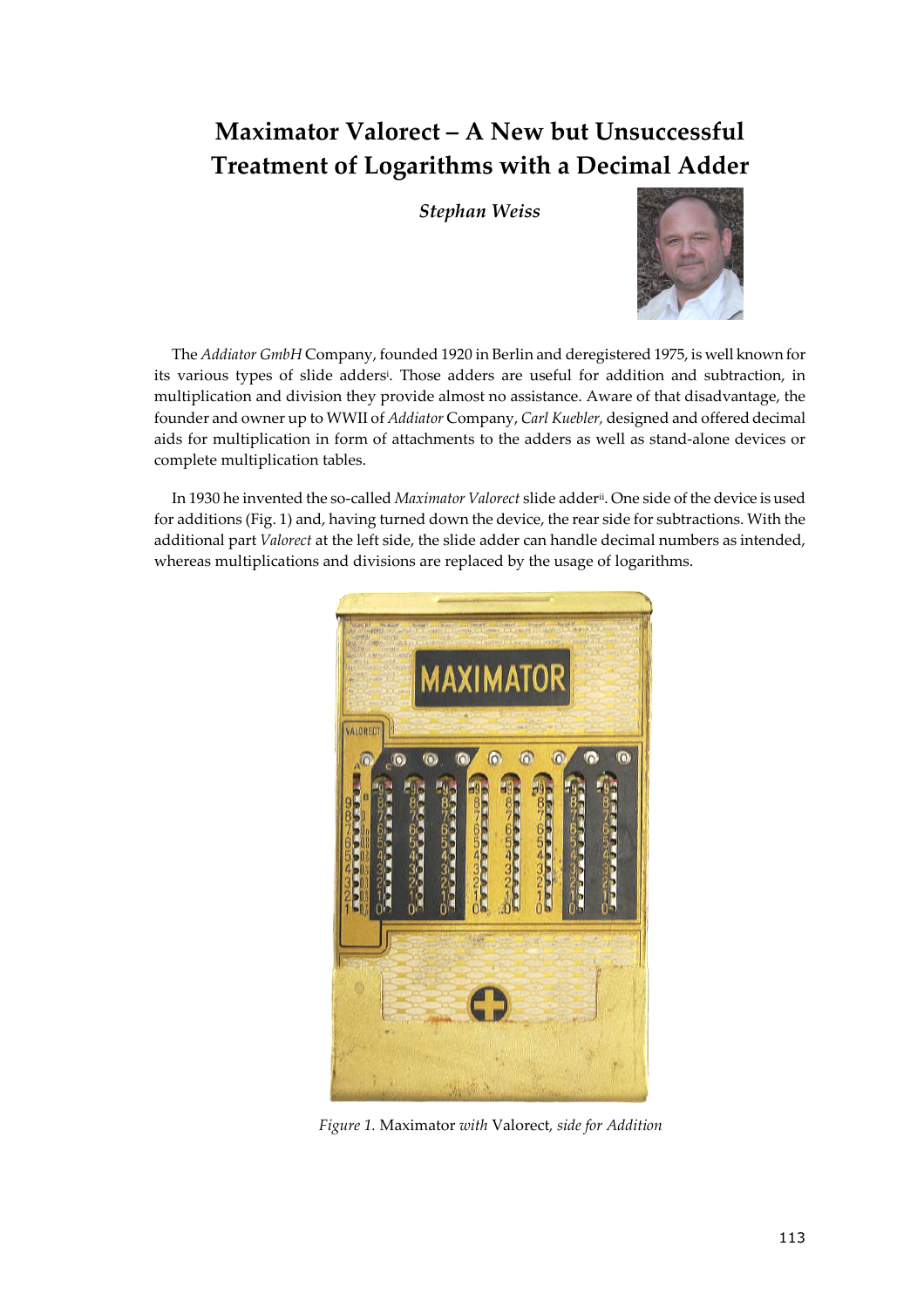# Maximator Valorect – A New but Unsuccessful Treatment of Logarithms with a Decimal Adder

***Stephan Weiss***

The *Addiator GmbH* Company, founded 1920 in Berlin and deregistered 1975, is well known for its various types of slide adders[i]. Those adders are useful for addition and subtraction, in multiplication and division they provide almost no assistance. Aware of that disadvantage, the founder and owner up to WWII of *Addiator* Company, *Carl Kuebler,* designed and offered decimal aids for multiplication in form of attachments to the adders as well as stand-alone devices or complete multiplication tables.

In 1930 he invented the so-called *Maximator Valorect* slide adder[ii]. One side of the device is used for additions (Fig. 1) and, having turned down the device, the rear side for subtractions. With the additional part *Valorect* at the left side, the slide adder can handle decimal numbers as intended, whereas multiplications and divisions are replaced by the usage of logarithms.

*Figure 1.* Maximator *with* Valorect, *side for Addition*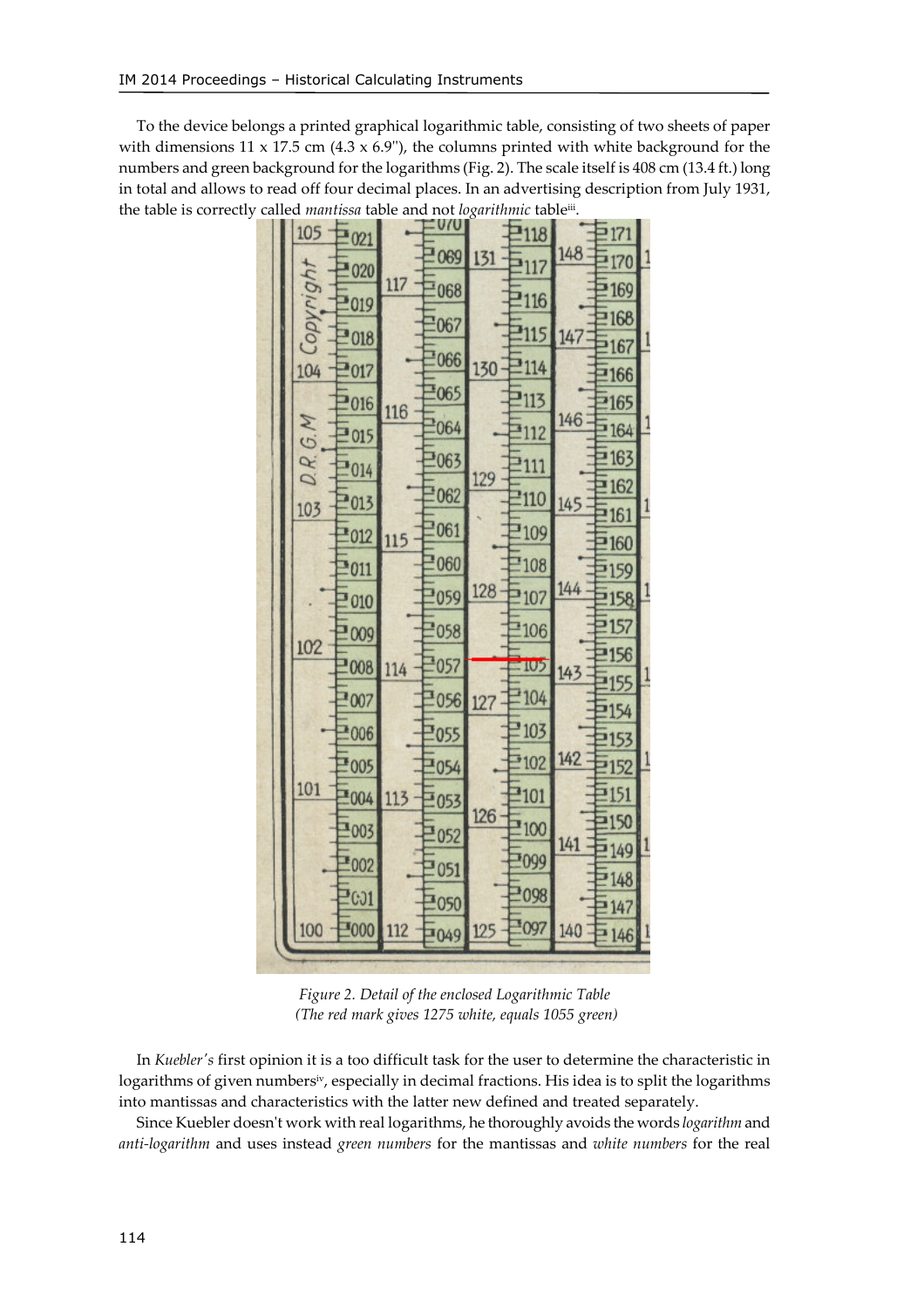To the device belongs a printed graphical logarithmic table, consisting of two sheets of paper with dimensions 11 x 17.5 cm (4.3 x 6.9"), the columns printed with white background for the numbers and green background for the logarithms (Fig. 2). The scale itself is 408 cm (13.4 ft.) long in total and allows to read off four decimal places. In an advertising description from July 1931, the table is correctly called *mantissa* table and not *logarithmic* table[iii].

*Figure 2. Detail of the enclosed Logarithmic Table (The red mark gives 1275 white, equals 1055 green)*

In *Kuebler's* first opinion it is a too difficult task for the user to determine the characteristic in logarithms of given numbers[iv], especially in decimal fractions. His idea is to split the logarithms into mantissas and characteristics with the latter new defined and treated separately.

Since Kuebler doesn't work with real logarithms, he thoroughly avoids the words *logarithm* and *anti-logarithm* and uses instead *green numbers* for the mantissas and *white numbers* for the real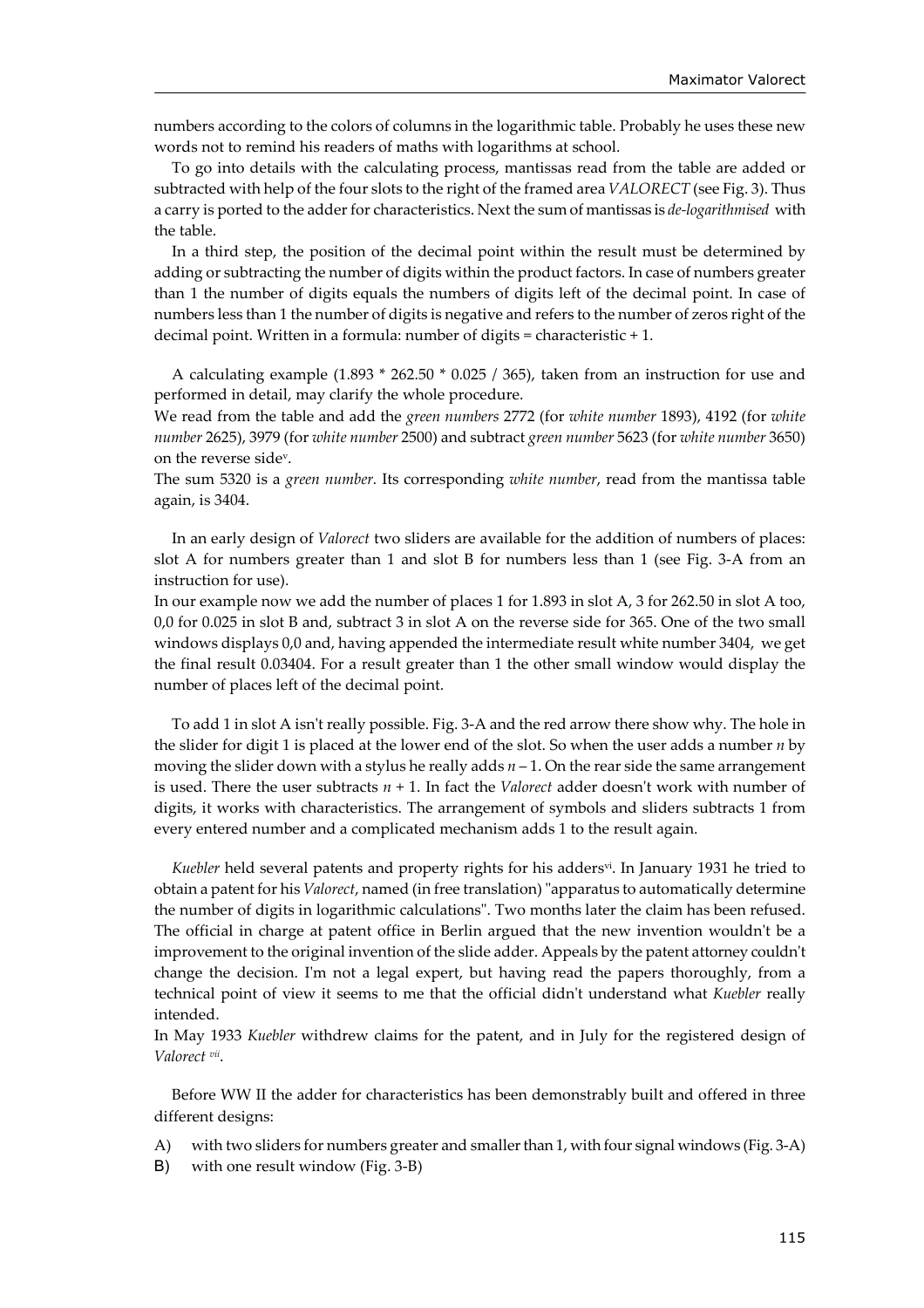numbers according to the colors of columns in the logarithmic table. Probably he uses these new words not to remind his readers of maths with logarithms at school.

To go into details with the calculating process, mantissas read from the table are added or subtracted with help of the four slots to the right of the framed area *VALORECT* (see Fig. 3). Thus a carry is ported to the adder for characteristics. Next the sum of mantissas is *de-logarithmised* with the table.

In a third step, the position of the decimal point within the result must be determined by adding or subtracting the number of digits within the product factors. In case of numbers greater than 1 the number of digits equals the numbers of digits left of the decimal point. In case of numbers less than 1 the number of digits is negative and refers to the number of zeros right of the decimal point. Written in a formula: number of digits = characteristic + 1.

A calculating example (1.893 * 262.50 * 0.025 / 365), taken from an instruction for use and performed in detail, may clarify the whole procedure.

We read from the table and add the *green numbers* 2772 (for *white number* 1893), 4192 (for *white number* 2625), 3979 (for *white number* 2500) and subtract *green number* 5623 (for *white number* 3650) on the reverse side[v].

The sum 5320 is a *green number*. Its corresponding *white number*, read from the mantissa table again, is 3404.

In an early design of *Valorect* two sliders are available for the addition of numbers of places: slot A for numbers greater than 1 and slot B for numbers less than 1 (see Fig. 3-A from an instruction for use).

In our example now we add the number of places 1 for 1.893 in slot A, 3 for 262.50 in slot A too, 0,0 for 0.025 in slot B and, subtract 3 in slot A on the reverse side for 365. One of the two small windows displays 0,0 and, having appended the intermediate result white number 3404, we get the final result 0.03404. For a result greater than 1 the other small window would display the number of places left of the decimal point.

To add 1 in slot A isn't really possible. Fig. 3-A and the red arrow there show why. The hole in the slider for digit 1 is placed at the lower end of the slot. So when the user adds a number $n$ by moving the slider down with a stylus he really adds $n - 1$. On the rear side the same arrangement is used. There the user subtracts $n + 1$. In fact the *Valorect* adder doesn't work with number of digits, it works with characteristics. The arrangement of symbols and sliders subtracts 1 from every entered number and a complicated mechanism adds 1 to the result again.

*Kuebler* held several patents and property rights for his adders[vi]. In January 1931 he tried to obtain a patent for his *Valorect*, named (in free translation) "apparatus to automatically determine the number of digits in logarithmic calculations". Two months later the claim has been refused. The official in charge at patent office in Berlin argued that the new invention wouldn't be a improvement to the original invention of the slide adder. Appeals by the patent attorney couldn't change the decision. I'm not a legal expert, but having read the papers thoroughly, from a technical point of view it seems to me that the official didn't understand what *Kuebler* really intended.

In May 1933 *Kuebler* withdrew claims for the patent, and in July for the registered design of *Valorect* [vii].

Before WW II the adder for characteristics has been demonstrably built and offered in three different designs:

A) with two sliders for numbers greater and smaller than 1, with four signal windows (Fig. 3-A)

B) with one result window (Fig. 3-B)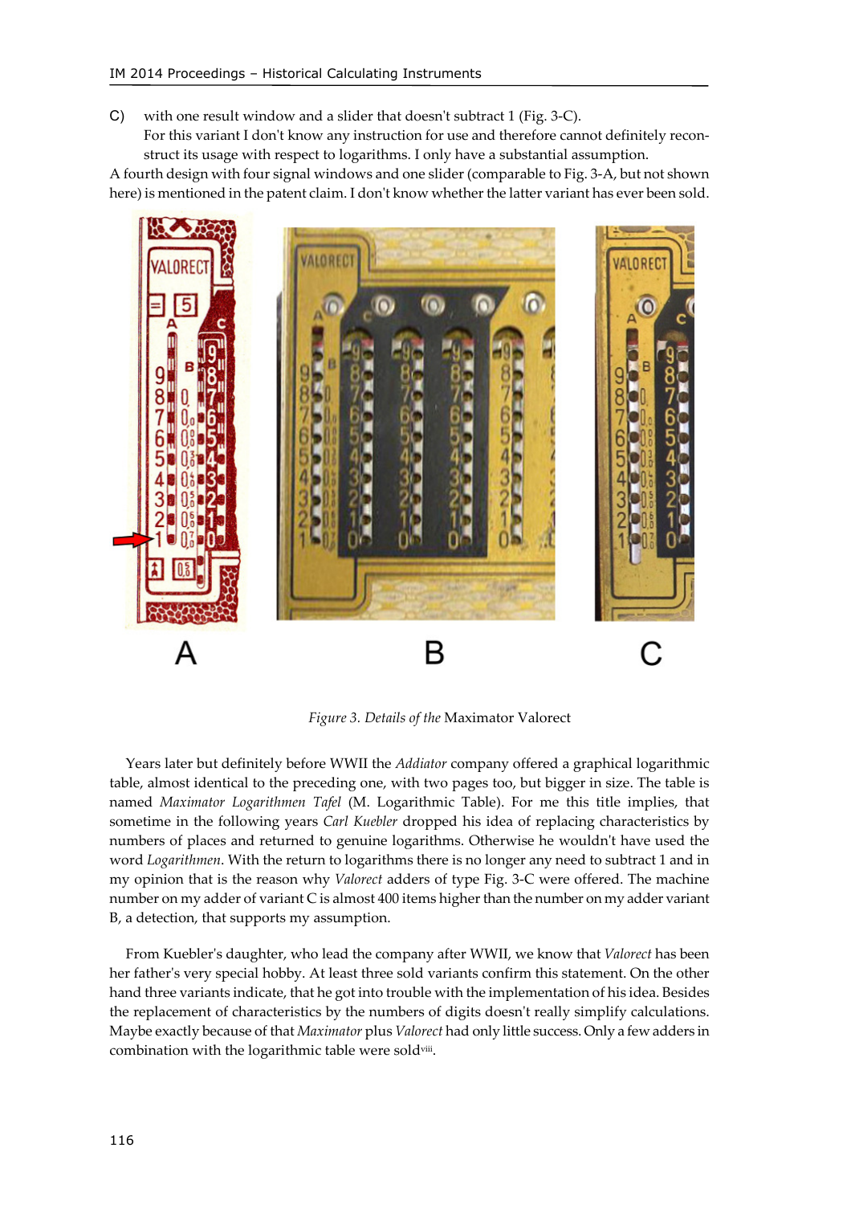C) with one result window and a slider that doesn't subtract 1 (Fig. 3-C).
For this variant I don't know any instruction for use and therefore cannot definitely reconstruct its usage with respect to logarithms. I only have a substantial assumption.

A fourth design with four signal windows and one slider (comparable to Fig. 3-A, but not shown here) is mentioned in the patent claim. I don't know whether the latter variant has ever been sold.

*Figure 3. Details of the* Maximator Valorect

Years later but definitely before WWII the *Addiator* company offered a graphical logarithmic table, almost identical to the preceding one, with two pages too, but bigger in size. The table is named *Maximator Logarithmen Tafel* (M. Logarithmic Table). For me this title implies, that sometime in the following years *Carl Kuebler* dropped his idea of replacing characteristics by numbers of places and returned to genuine logarithms. Otherwise he wouldn't have used the word *Logarithmen*. With the return to logarithms there is no longer any need to subtract 1 and in my opinion that is the reason why *Valorect* adders of type Fig. 3-C were offered. The machine number on my adder of variant C is almost 400 items higher than the number on my adder variant B, a detection, that supports my assumption.

From Kuebler's daughter, who lead the company after WWII, we know that *Valorect* has been her father's very special hobby. At least three sold variants confirm this statement. On the other hand three variants indicate, that he got into trouble with the implementation of his idea. Besides the replacement of characteristics by the numbers of digits doesn't really simplify calculations. Maybe exactly because of that *Maximator* plus *Valorect* had only little success. Only a few adders in combination with the logarithmic table were sold[viii].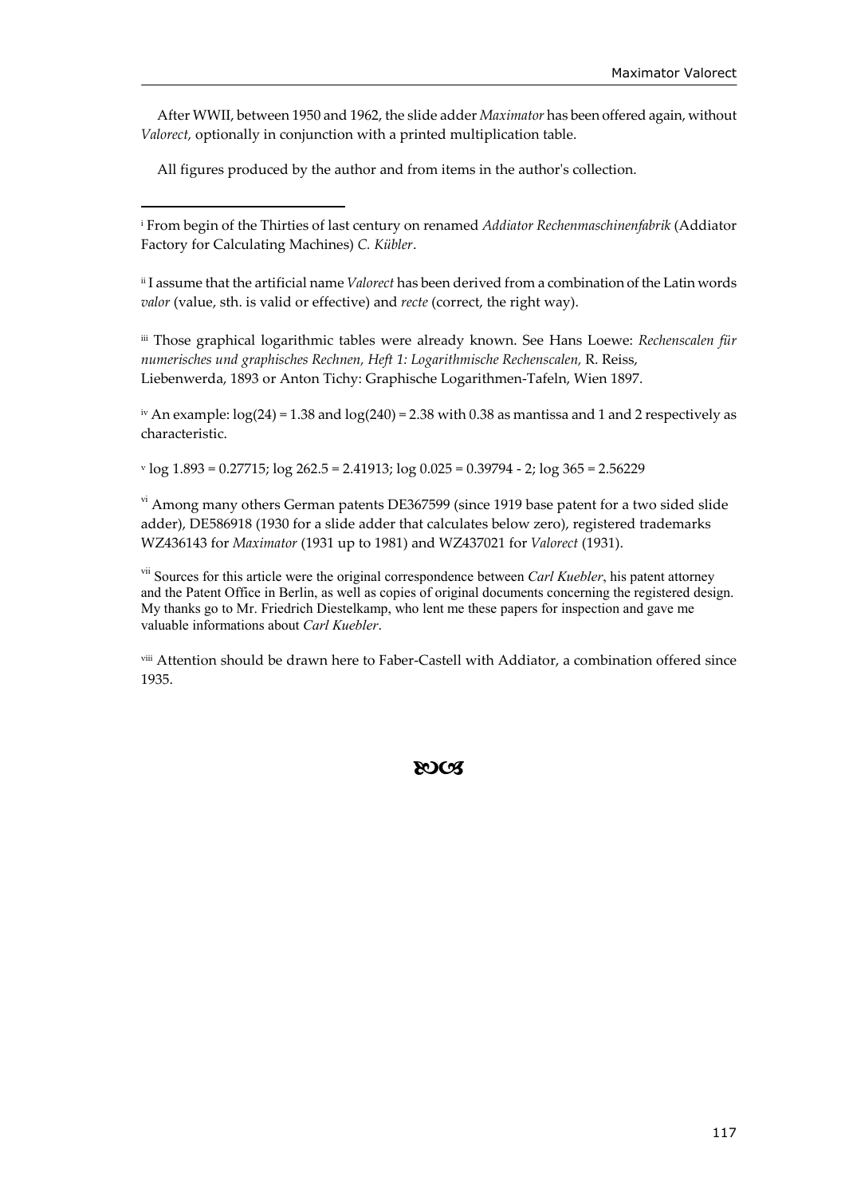After WWII, between 1950 and 1962, the slide adder *Maximator* has been offered again, without *Valorect,* optionally in conjunction with a printed multiplication table.

All figures produced by the author and from items in the author's collection.

---

[i] From begin of the Thirties of last century on renamed *Addiator Rechenmaschinenfabrik* (Addiator Factory for Calculating Machines) *C. Kübler*.

[ii] I assume that the artificial name *Valorect* has been derived from a combination of the Latin words *valor* (value, sth. is valid or effective) and *recte* (correct, the right way).

[iii] Those graphical logarithmic tables were already known. See Hans Loewe: *Rechenscalen für numerisches und graphisches Rechnen, Heft 1: Logarithmische Rechenscalen*, R. Reiss, Liebenwerda, 1893 or Anton Tichy: Graphische Logarithmen-Tafeln, Wien 1897.

[iv] An example: $\log(24) = 1.38$ and $\log(240) = 2.38$ with 0.38 as mantissa and 1 and 2 respectively as characteristic.

[v] $\log 1.893 = 0.27715$; $\log 262.5 = 2.41913$; $\log 0.025 = 0.39794 - 2$; $\log 365 = 2.56229$

[vi] Among many others German patents DE367599 (since 1919 base patent for a two sided slide adder), DE586918 (1930 for a slide adder that calculates below zero), registered trademarks WZ436143 for *Maximator* (1931 up to 1981) and WZ437021 for *Valorect* (1931).

[vii] Sources for this article were the original correspondence between *Carl Kuebler*, his patent attorney and the Patent Office in Berlin, as well as copies of original documents concerning the registered design. My thanks go to Mr. Friedrich Diestelkamp, who lent me these papers for inspection and gave me valuable informations about *Carl Kuebler*.

[viii] Attention should be drawn here to Faber-Castell with Addiator, a combination offered since 1935.